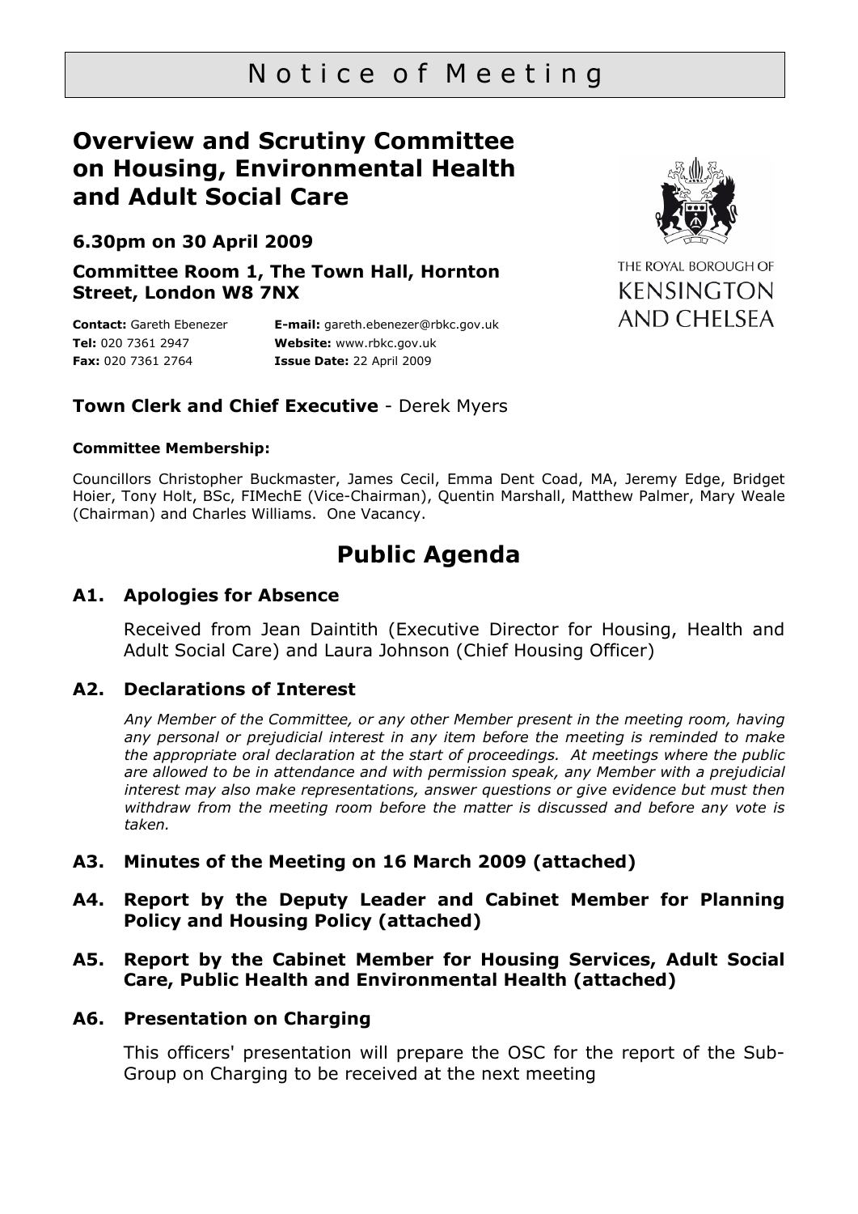# Notice of Meeting

## Overview and Scrutiny Committee on Housing, Environmental Health and Adult Social Care

### 6.30pm on 30 April 2009

### Committee Room 1, The Town Hall, Hornton Street, London W8 7NX

THE ROYAL BOROUGH OF KENSINGTON AND CHELSEA

**Contact:** Gareth Ebenezer
**Tel:** 020 7361 2947
**Fax:** 020 7361 2764

**E-mail:** gareth.ebenezer@rbkc.gov.uk
**Website:** www.rbkc.gov.uk
**Issue Date:** 22 April 2009

**Town Clerk and Chief Executive** - Derek Myers

**Committee Membership:**

Councillors Christopher Buckmaster, James Cecil, Emma Dent Coad, MA, Jeremy Edge, Bridget Hoier, Tony Holt, BSc, FIMechE (Vice-Chairman), Quentin Marshall, Matthew Palmer, Mary Weale (Chairman) and Charles Williams. One Vacancy.

# Public Agenda

### A1. Apologies for Absence

Received from Jean Daintith (Executive Director for Housing, Health and Adult Social Care) and Laura Johnson (Chief Housing Officer)

### A2. Declarations of Interest

*Any Member of the Committee, or any other Member present in the meeting room, having any personal or prejudicial interest in any item before the meeting is reminded to make the appropriate oral declaration at the start of proceedings. At meetings where the public are allowed to be in attendance and with permission speak, any Member with a prejudicial interest may also make representations, answer questions or give evidence but must then withdraw from the meeting room before the matter is discussed and before any vote is taken.*

### A3. Minutes of the Meeting on 16 March 2009 (attached)

### A4. Report by the Deputy Leader and Cabinet Member for Planning Policy and Housing Policy (attached)

### A5. Report by the Cabinet Member for Housing Services, Adult Social Care, Public Health and Environmental Health (attached)

### A6. Presentation on Charging

This officers' presentation will prepare the OSC for the report of the Sub-Group on Charging to be received at the next meeting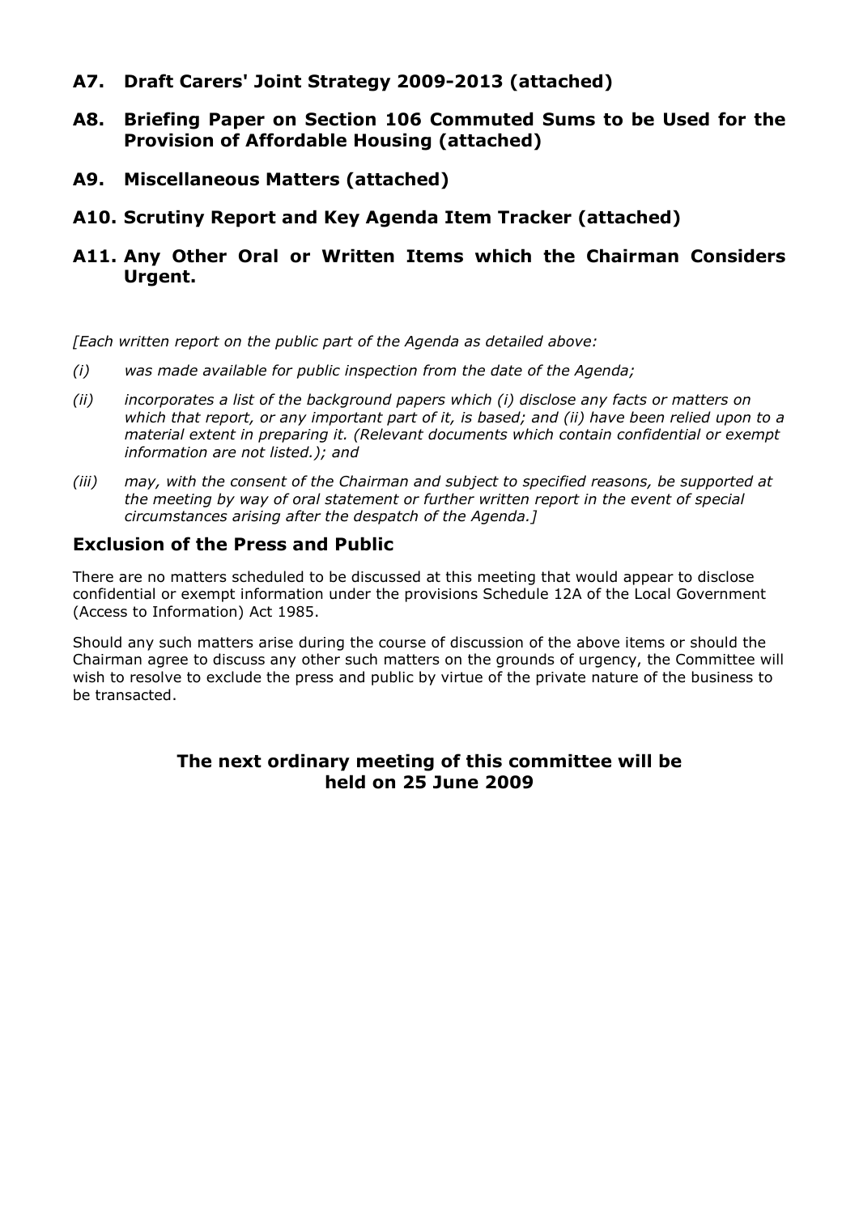**A7. Draft Carers' Joint Strategy 2009-2013 (attached)**

**A8. Briefing Paper on Section 106 Commuted Sums to be Used for the Provision of Affordable Housing (attached)**

**A9. Miscellaneous Matters (attached)**

**A10. Scrutiny Report and Key Agenda Item Tracker (attached)**

**A11. Any Other Oral or Written Items which the Chairman Considers Urgent.**

*[Each written report on the public part of the Agenda as detailed above:*

*(i) was made available for public inspection from the date of the Agenda;*

*(ii) incorporates a list of the background papers which (i) disclose any facts or matters on which that report, or any important part of it, is based; and (ii) have been relied upon to a material extent in preparing it. (Relevant documents which contain confidential or exempt information are not listed.); and*

*(iii) may, with the consent of the Chairman and subject to specified reasons, be supported at the meeting by way of oral statement or further written report in the event of special circumstances arising after the despatch of the Agenda.]*

## Exclusion of the Press and Public

There are no matters scheduled to be discussed at this meeting that would appear to disclose confidential or exempt information under the provisions Schedule 12A of the Local Government (Access to Information) Act 1985.

Should any such matters arise during the course of discussion of the above items or should the Chairman agree to discuss any other such matters on the grounds of urgency, the Committee will wish to resolve to exclude the press and public by virtue of the private nature of the business to be transacted.

**The next ordinary meeting of this committee will be held on 25 June 2009**